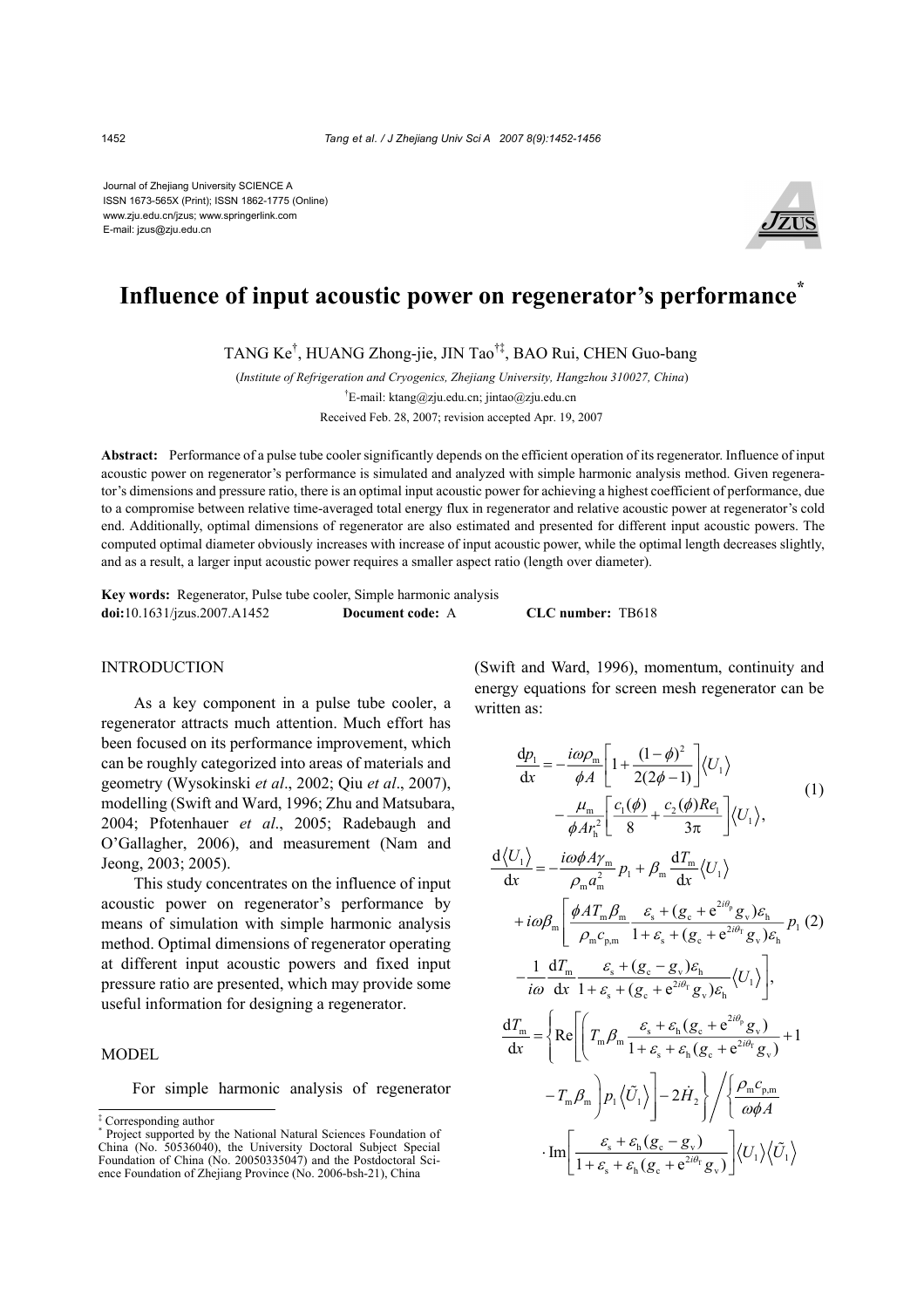Journal of Zhejiang University SCIENCE A
ISSN 1673-565X (Print); ISSN 1862-1775 (Online)
www.zju.edu.cn/jzus; www.springerlink.com
E-mail: jzus@zju.edu.cn

# Influence of input acoustic power on regenerator's performance*

TANG Ke†, HUANG Zhong-jie, JIN Tao†‡, BAO Rui, CHEN Guo-bang

(*Institute of Refrigeration and Cryogenics, Zhejiang University, Hangzhou 310027, China*)

†E-mail: ktang@zju.edu.cn; jintao@zju.edu.cn

Received Feb. 28, 2007; revision accepted Apr. 19, 2007

**Abstract:** Performance of a pulse tube cooler significantly depends on the efficient operation of its regenerator. Influence of input acoustic power on regenerator's performance is simulated and analyzed with simple harmonic analysis method. Given regenerator's dimensions and pressure ratio, there is an optimal input acoustic power for achieving a highest coefficient of performance, due to a compromise between relative time-averaged total energy flux in regenerator and relative acoustic power at regenerator's cold end. Additionally, optimal dimensions of regenerator are also estimated and presented for different input acoustic powers. The computed optimal diameter obviously increases with increase of input acoustic power, while the optimal length decreases slightly, and as a result, a larger input acoustic power requires a smaller aspect ratio (length over diameter).

**Key words:** Regenerator, Pulse tube cooler, Simple harmonic analysis

**doi:**10.1631/jzus.2007.A1452 **Document code:** A **CLC number:** TB618

## INTRODUCTION

As a key component in a pulse tube cooler, a regenerator attracts much attention. Much effort has been focused on its performance improvement, which can be roughly categorized into areas of materials and geometry (Wysokinski *et al*., 2002; Qiu *et al*., 2007), modelling (Swift and Ward, 1996; Zhu and Matsubara, 2004; Pfotenhauer *et al*., 2005; Radebaugh and O'Gallagher, 2006), and measurement (Nam and Jeong, 2003; 2005).

This study concentrates on the influence of input acoustic power on regenerator's performance by means of simulation with simple harmonic analysis method. Optimal dimensions of regenerator operating at different input acoustic powers and fixed input pressure ratio are presented, which may provide some useful information for designing a regenerator.

## MODEL

For simple harmonic analysis of regenerator (Swift and Ward, 1996), momentum, continuity and energy equations for screen mesh regenerator can be written as:

$$\frac{\mathrm{d}p_1}{\mathrm{d}x} = -\frac{i\omega\rho_\mathrm{m}}{\phi A}\left[1+\frac{(1-\phi)^2}{2(2\phi-1)}\right]\langle U_1\rangle - \frac{\mu_\mathrm{m}}{\phi A r_\mathrm{h}^2}\left[\frac{c_1(\phi)}{8}+\frac{c_2(\phi)Re_1}{3\pi}\right]\langle U_1\rangle, \tag{1}$$

$$\begin{aligned}\frac{\mathrm{d}\langle U_1\rangle}{\mathrm{d}x} = &-\frac{i\omega\phi A\gamma_\mathrm{m}}{\rho_\mathrm{m}a_\mathrm{m}^2}p_1 + \beta_\mathrm{m}\frac{\mathrm{d}T_\mathrm{m}}{\mathrm{d}x}\langle U_1\rangle \\ &+ i\omega\beta_\mathrm{m}\left[\frac{\phi A T_\mathrm{m}\beta_\mathrm{m}}{\rho_\mathrm{m}c_\mathrm{p,m}}\frac{\varepsilon_\mathrm{s}+(g_\mathrm{c}+\mathrm{e}^{2i\theta_\mathrm{p}}g_\mathrm{v})\varepsilon_\mathrm{h}}{1+\varepsilon_\mathrm{s}+(g_\mathrm{c}+\mathrm{e}^{2i\theta_\mathrm{T}}g_\mathrm{v})\varepsilon_\mathrm{h}}p_1 \right. \\ &\left. -\frac{1}{i\omega}\frac{\mathrm{d}T_\mathrm{m}}{\mathrm{d}x}\frac{\varepsilon_\mathrm{s}+(g_\mathrm{c}-g_\mathrm{v})\varepsilon_\mathrm{h}}{1+\varepsilon_\mathrm{s}+(g_\mathrm{c}+\mathrm{e}^{2i\theta_\mathrm{T}}g_\mathrm{v})\varepsilon_\mathrm{h}}\langle U_1\rangle\right],\end{aligned} \tag{2}$$

$$\begin{aligned}\frac{\mathrm{d}T_\mathrm{m}}{\mathrm{d}x} = &\left\{\mathrm{Re}\left[\left(T_\mathrm{m}\beta_\mathrm{m}\frac{\varepsilon_\mathrm{s}+\varepsilon_\mathrm{h}(g_\mathrm{c}+\mathrm{e}^{2i\theta_\mathrm{p}}g_\mathrm{v})}{1+\varepsilon_\mathrm{s}+\varepsilon_\mathrm{h}(g_\mathrm{c}+\mathrm{e}^{2i\theta_\mathrm{T}}g_\mathrm{v})}+1 \right.\right.\right. \\ &\left.\left.\left. -T_\mathrm{m}\beta_\mathrm{m}\right)p_1\langle\tilde{U}_1\rangle\right]-2\dot{H}_2\right\}\Bigg/\left\{\frac{\rho_\mathrm{m}c_\mathrm{p,m}}{\omega\phi A}\right. \\ &\left.\cdot\mathrm{Im}\left[\frac{\varepsilon_\mathrm{s}+\varepsilon_\mathrm{h}(g_\mathrm{c}-g_\mathrm{v})}{1+\varepsilon_\mathrm{s}+\varepsilon_\mathrm{h}(g_\mathrm{c}+\mathrm{e}^{2i\theta_\mathrm{T}}g_\mathrm{v})}\right]\langle U_1\rangle\langle\tilde{U}_1\rangle\right.\end{aligned}$$

---

‡ Corresponding author

\* Project supported by the National Natural Sciences Foundation of China (No. 50536040), the University Doctoral Subject Special Foundation of China (No. 20050335047) and the Postdoctoral Science Foundation of Zhejiang Province (No. 2006-bsh-21), China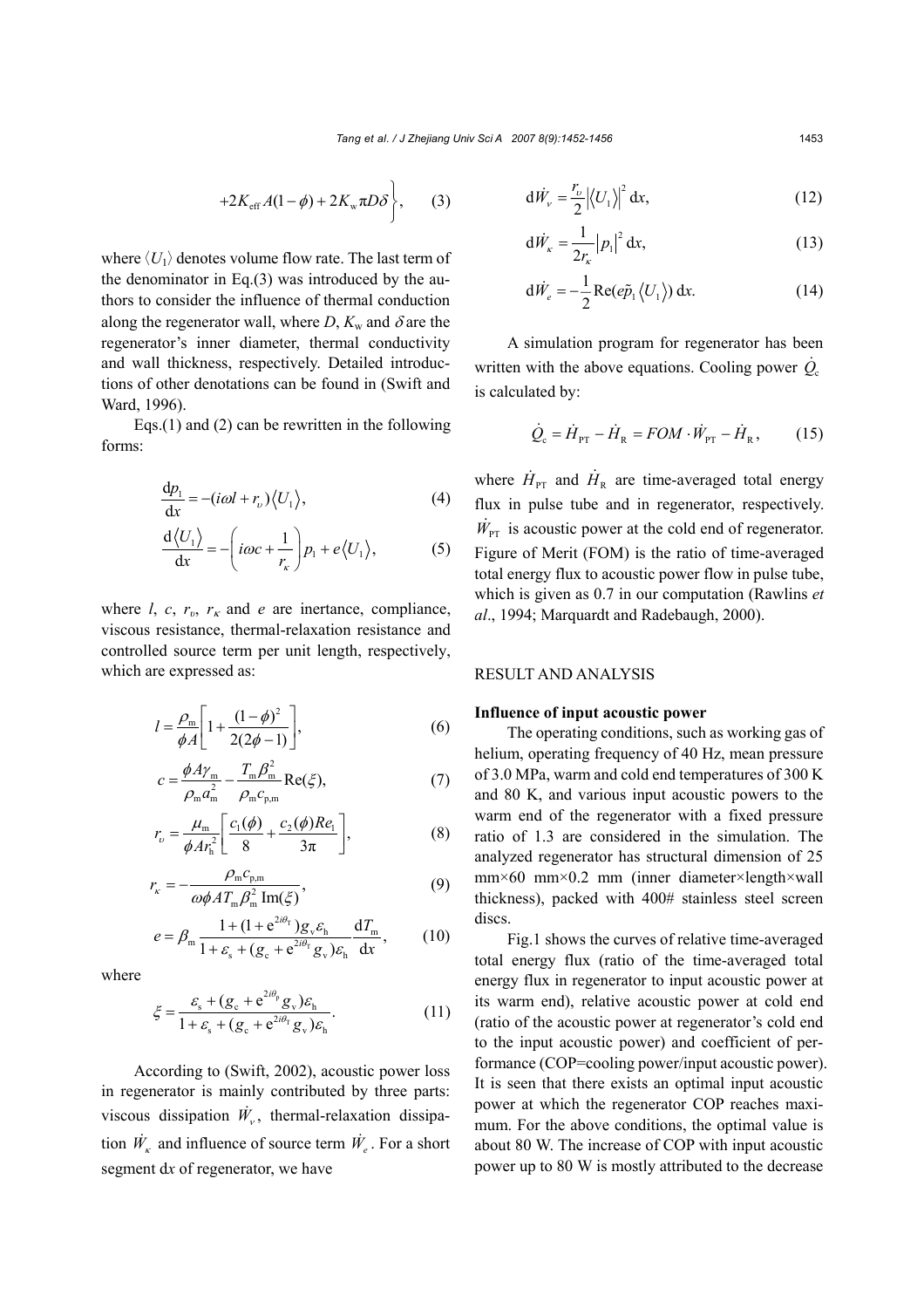$$+2K_{\text{eff}}A(1-\phi)+2K_{\text{w}}\pi D\delta\Bigg\}, \quad (3)$$

where $\langle U_1 \rangle$ denotes volume flow rate. The last term of the denominator in Eq.(3) was introduced by the authors to consider the influence of thermal conduction along the regenerator wall, where $D$, $K_{\text{w}}$ and $\delta$ are the regenerator's inner diameter, thermal conductivity and wall thickness, respectively. Detailed introductions of other denotations can be found in (Swift and Ward, 1996).

Eqs.(1) and (2) can be rewritten in the following forms:

$$\frac{\mathrm{d}p_1}{\mathrm{d}x} = -(i\omega l + r_\upsilon)\langle U_1 \rangle, \quad (4)$$

$$\frac{\mathrm{d}\langle U_1 \rangle}{\mathrm{d}x} = -\left(i\omega c + \frac{1}{r_\kappa}\right)p_1 + e\langle U_1 \rangle, \quad (5)$$

where $l$, $c$, $r_\upsilon$, $r_\kappa$ and $e$ are inertance, compliance, viscous resistance, thermal-relaxation resistance and controlled source term per unit length, respectively, which are expressed as:

$$l = \frac{\rho_{\text{m}}}{\phi A}\left[1 + \frac{(1-\phi)^2}{2(2\phi - 1)}\right], \quad (6)$$

$$c = \frac{\phi A \gamma_{\text{m}}}{\rho_{\text{m}} a_{\text{m}}^2} - \frac{T_{\text{m}}\beta_{\text{m}}^2}{\rho_{\text{m}} c_{\text{p,m}}}\text{Re}(\xi), \quad (7)$$

$$r_\upsilon = \frac{\mu_{\text{m}}}{\phi A r_{\text{h}}^2}\left[\frac{c_1(\phi)}{8} + \frac{c_2(\phi)Re_1}{3\pi}\right], \quad (8)$$

$$r_\kappa = -\frac{\rho_{\text{m}} c_{\text{p,m}}}{\omega \phi A T_{\text{m}} \beta_{\text{m}}^2 \,\text{Im}(\xi)}, \quad (9)$$

$$e = \beta_{\text{m}} \frac{1 + (1 + \mathrm{e}^{2i\theta_{\text{T}}})g_{\text{v}}\varepsilon_{\text{h}}}{1 + \varepsilon_{\text{s}} + (g_{\text{c}} + \mathrm{e}^{2i\theta_{\text{T}}}g_{\text{v}})\varepsilon_{\text{h}}} \frac{\mathrm{d}T_{\text{m}}}{\mathrm{d}x}, \quad (10)$$

where

$$\xi = \frac{\varepsilon_{\text{s}} + (g_{\text{c}} + \mathrm{e}^{2i\theta_{\text{p}}}g_{\text{v}})\varepsilon_{\text{h}}}{1 + \varepsilon_{\text{s}} + (g_{\text{c}} + \mathrm{e}^{2i\theta_{\text{T}}}g_{\text{v}})\varepsilon_{\text{h}}}. \quad (11)$$

According to (Swift, 2002), acoustic power loss in regenerator is mainly contributed by three parts: viscous dissipation $\dot{W}_\nu$, thermal-relaxation dissipation $\dot{W}_\kappa$ and influence of source term $\dot{W}_e$. For a short segment d$x$ of regenerator, we have

$$\mathrm{d}\dot{W}_\nu = \frac{r_\upsilon}{2}\left|\langle U_1 \rangle\right|^2 \mathrm{d}x, \quad (12)$$

$$\mathrm{d}\dot{W}_\kappa = \frac{1}{2r_\kappa}\left|p_1\right|^2 \mathrm{d}x, \quad (13)$$

$$\mathrm{d}\dot{W}_e = -\frac{1}{2}\text{Re}(e\tilde{p}_1\langle U_1 \rangle)\,\mathrm{d}x. \quad (14)$$

A simulation program for regenerator has been written with the above equations. Cooling power $\dot{Q}_{\text{c}}$ is calculated by:

$$\dot{Q}_{\text{c}} = \dot{H}_{\text{PT}} - \dot{H}_{\text{R}} = FOM \cdot \dot{W}_{\text{PT}} - \dot{H}_{\text{R}}, \quad (15)$$

where $\dot{H}_{\text{PT}}$ and $\dot{H}_{\text{R}}$ are time-averaged total energy flux in pulse tube and in regenerator, respectively. $\dot{W}_{\text{PT}}$ is acoustic power at the cold end of regenerator. Figure of Merit (FOM) is the ratio of time-averaged total energy flux to acoustic power flow in pulse tube, which is given as 0.7 in our computation (Rawlins *et al*., 1994; Marquardt and Radebaugh, 2000).

## RESULT AND ANALYSIS

### Influence of input acoustic power

The operating conditions, such as working gas of helium, operating frequency of 40 Hz, mean pressure of 3.0 MPa, warm and cold end temperatures of 300 K and 80 K, and various input acoustic powers to the warm end of the regenerator with a fixed pressure ratio of 1.3 are considered in the simulation. The analyzed regenerator has structural dimension of 25 mm×60 mm×0.2 mm (inner diameter×length×wall thickness), packed with 400# stainless steel screen discs.

Fig.1 shows the curves of relative time-averaged total energy flux (ratio of the time-averaged total energy flux in regenerator to input acoustic power at its warm end), relative acoustic power at cold end (ratio of the acoustic power at regenerator's cold end to the input acoustic power) and coefficient of performance (COP=cooling power/input acoustic power). It is seen that there exists an optimal input acoustic power at which the regenerator COP reaches maximum. For the above conditions, the optimal value is about 80 W. The increase of COP with input acoustic power up to 80 W is mostly attributed to the decrease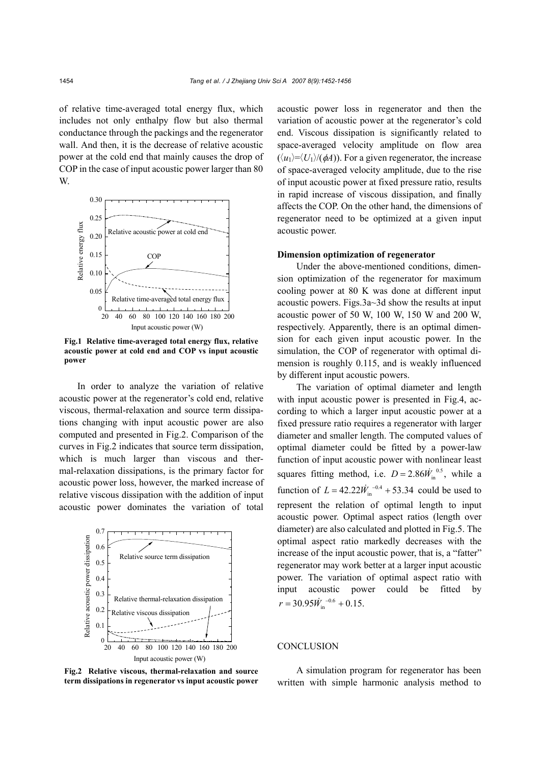of relative time-averaged total energy flux, which includes not only enthalpy flow but also thermal conductance through the packings and the regenerator wall. And then, it is the decrease of relative acoustic power at the cold end that mainly causes the drop of COP in the case of input acoustic power larger than 80 W.

**Fig.1 Relative time-averaged total energy flux, relative acoustic power at cold end and COP vs input acoustic power**

In order to analyze the variation of relative acoustic power at the regenerator's cold end, relative viscous, thermal-relaxation and source term dissipations changing with input acoustic power are also computed and presented in Fig.2. Comparison of the curves in Fig.2 indicates that source term dissipation, which is much larger than viscous and thermal-relaxation dissipations, is the primary factor for acoustic power loss, however, the marked increase of relative viscous dissipation with the addition of input acoustic power dominates the variation of total acoustic power loss in regenerator and then the variation of acoustic power at the regenerator's cold end. Viscous dissipation is significantly related to space-averaged velocity amplitude on flow area ($\langle u_1\rangle=\langle U_1\rangle/(\phi A)$). For a given regenerator, the increase of space-averaged velocity amplitude, due to the rise of input acoustic power at fixed pressure ratio, results in rapid increase of viscous dissipation, and finally affects the COP. On the other hand, the dimensions of regenerator need to be optimized at a given input acoustic power.

**Fig.2 Relative viscous, thermal-relaxation and source term dissipations in regenerator vs input acoustic power**

**Dimension optimization of regenerator**

Under the above-mentioned conditions, dimension optimization of the regenerator for maximum cooling power at 80 K was done at different input acoustic powers. Figs.3a~3d show the results at input acoustic power of 50 W, 100 W, 150 W and 200 W, respectively. Apparently, there is an optimal dimension for each given input acoustic power. In the simulation, the COP of regenerator with optimal dimension is roughly 0.115, and is weakly influenced by different input acoustic powers.

The variation of optimal diameter and length with input acoustic power is presented in Fig.4, according to which a larger input acoustic power at a fixed pressure ratio requires a regenerator with larger diameter and smaller length. The computed values of optimal diameter could be fitted by a power-law function of input acoustic power with nonlinear least squares fitting method, i.e. $D=2.86\dot{W}_{\rm in}^{\ 0.5}$, while a function of $L=42.22\dot{W}_{\rm in}^{\ -0.4}+53.34$ could be used to represent the relation of optimal length to input acoustic power. Optimal aspect ratios (length over diameter) are also calculated and plotted in Fig.5. The optimal aspect ratio markedly decreases with the increase of the input acoustic power, that is, a "fatter" regenerator may work better at a larger input acoustic power. The variation of optimal aspect ratio with input acoustic power could be fitted by $r=30.95\dot{W}_{\rm in}^{\ -0.6}+0.15$.

## CONCLUSION

A simulation program for regenerator has been written with simple harmonic analysis method to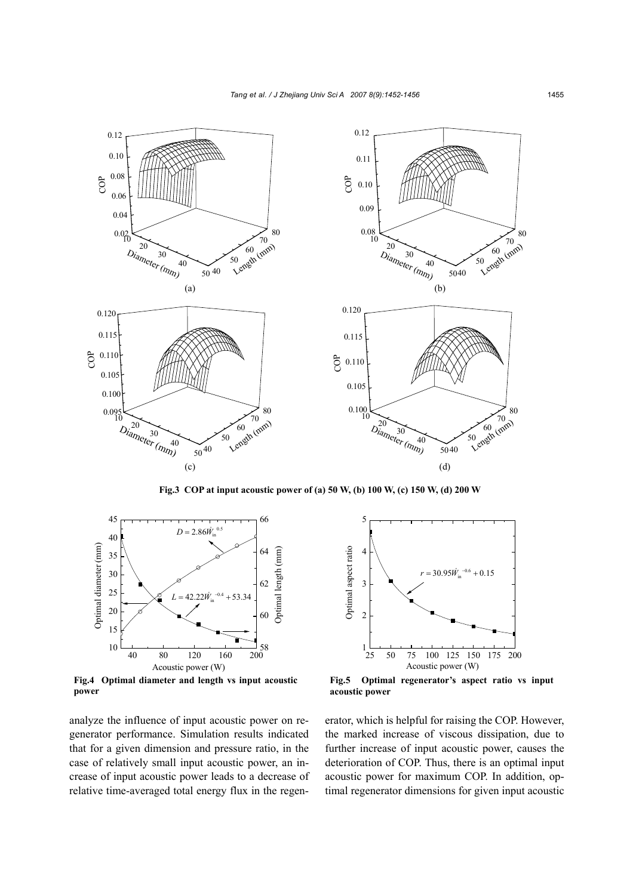**Fig.3 COP at input acoustic power of (a) 50 W, (b) 100 W, (c) 150 W, (d) 200 W**

**Fig.4 Optimal diameter and length vs input acoustic power**

**Fig.5 Optimal regenerator's aspect ratio vs input acoustic power**

analyze the influence of input acoustic power on regenerator performance. Simulation results indicated that for a given dimension and pressure ratio, in the case of relatively small input acoustic power, an increase of input acoustic power leads to a decrease of relative time-averaged total energy flux in the regenerator, which is helpful for raising the COP. However, the marked increase of viscous dissipation, due to further increase of input acoustic power, causes the deterioration of COP. Thus, there is an optimal input acoustic power for maximum COP. In addition, optimal regenerator dimensions for given input acoustic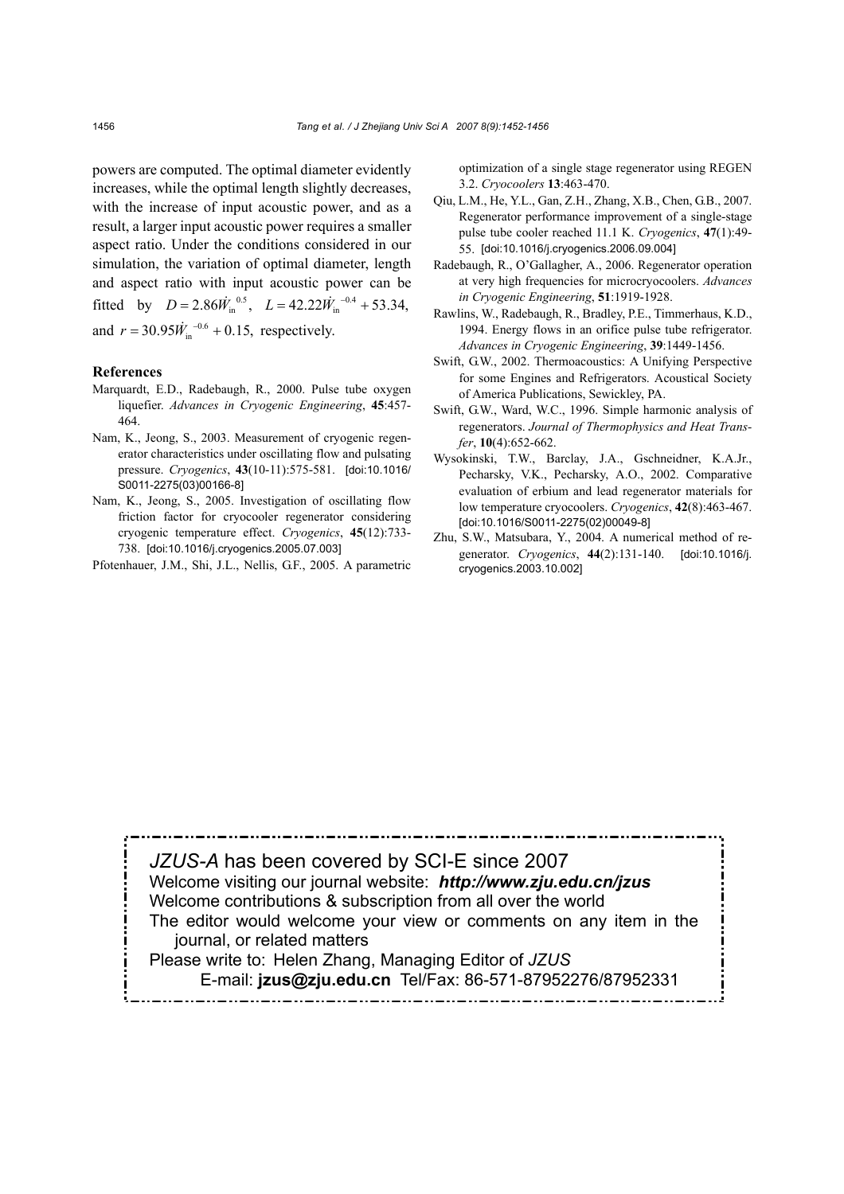powers are computed. The optimal diameter evidently increases, while the optimal length slightly decreases, with the increase of input acoustic power, and as a result, a larger input acoustic power requires a smaller aspect ratio. Under the conditions considered in our simulation, the variation of optimal diameter, length and aspect ratio with input acoustic power can be fitted by $D = 2.86\dot{W}_{\text{in}}^{\ 0.5}$, $L = 42.22\dot{W}_{\text{in}}^{\ -0.4} + 53.34$, and $r = 30.95\dot{W}_{\text{in}}^{\ -0.6} + 0.15$, respectively.

## References

Marquardt, E.D., Radebaugh, R., 2000. Pulse tube oxygen liquefier. *Advances in Cryogenic Engineering*, **45**:457-464.

Nam, K., Jeong, S., 2003. Measurement of cryogenic regenerator characteristics under oscillating flow and pulsating pressure. *Cryogenics*, **43**(10-11):575-581. [doi:10.1016/S0011-2275(03)00166-8]

Nam, K., Jeong, S., 2005. Investigation of oscillating flow friction factor for cryocooler regenerator considering cryogenic temperature effect. *Cryogenics*, **45**(12):733-738. [doi:10.1016/j.cryogenics.2005.07.003]

Pfotenhauer, J.M., Shi, J.L., Nellis, G.F., 2005. A parametric optimization of a single stage regenerator using REGEN 3.2. *Cryocoolers* **13**:463-470.

Qiu, L.M., He, Y.L., Gan, Z.H., Zhang, X.B., Chen, G.B., 2007. Regenerator performance improvement of a single-stage pulse tube cooler reached 11.1 K. *Cryogenics*, **47**(1):49-55. [doi:10.1016/j.cryogenics.2006.09.004]

Radebaugh, R., O'Gallagher, A., 2006. Regenerator operation at very high frequencies for microcryocoolers. *Advances in Cryogenic Engineering*, **51**:1919-1928.

Rawlins, W., Radebaugh, R., Bradley, P.E., Timmerhaus, K.D., 1994. Energy flows in an orifice pulse tube refrigerator. *Advances in Cryogenic Engineering*, **39**:1449-1456.

Swift, G.W., 2002. Thermoacoustics: A Unifying Perspective for some Engines and Refrigerators. Acoustical Society of America Publications, Sewickley, PA.

Swift, G.W., Ward, W.C., 1996. Simple harmonic analysis of regenerators. *Journal of Thermophysics and Heat Transfer*, **10**(4):652-662.

Wysokinski, T.W., Barclay, J.A., Gschneidner, K.A.Jr., Pecharsky, V.K., Pecharsky, A.O., 2002. Comparative evaluation of erbium and lead regenerator materials for low temperature cryocoolers. *Cryogenics*, **42**(8):463-467. [doi:10.1016/S0011-2275(02)00049-8]

Zhu, S.W., Matsubara, Y., 2004. A numerical method of regenerator. *Cryogenics*, **44**(2):131-140. [doi:10.1016/j.cryogenics.2003.10.002]

*JZUS-A* has been covered by SCI-E since 2007
Welcome visiting our journal website: ***http://www.zju.edu.cn/jzus***
Welcome contributions & subscription from all over the world
The editor would welcome your view or comments on any item in the journal, or related matters
Please write to: Helen Zhang, Managing Editor of *JZUS*
E-mail: **jzus@zju.edu.cn** Tel/Fax: 86-571-87952276/87952331